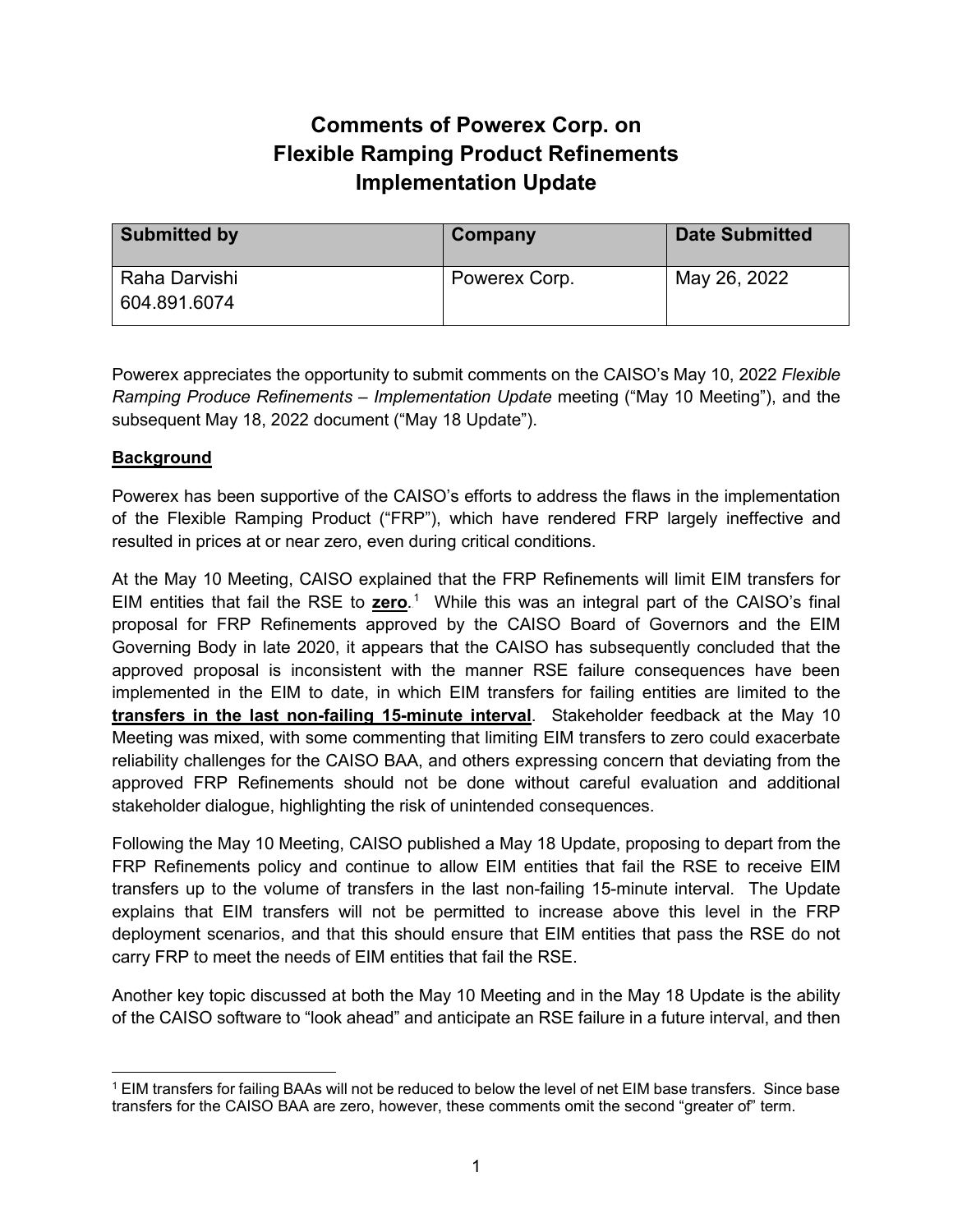# Comments of Powerex Corp. on Flexible Ramping Product Refinements Implementation Update

| Submitted by | Company | Date Submitted |
| --- | --- | --- |
| Raha Darvishi<br>604.891.6074 | Powerex Corp. | May 26, 2022 |

Powerex appreciates the opportunity to submit comments on the CAISO's May 10, 2022 *Flexible Ramping Produce Refinements – Implementation Update* meeting ("May 10 Meeting"), and the subsequent May 18, 2022 document ("May 18 Update").

**<u>Background</u>**

Powerex has been supportive of the CAISO's efforts to address the flaws in the implementation of the Flexible Ramping Product ("FRP"), which have rendered FRP largely ineffective and resulted in prices at or near zero, even during critical conditions.

At the May 10 Meeting, CAISO explained that the FRP Refinements will limit EIM transfers for EIM entities that fail the RSE to **<u>zero</u>**.[1] While this was an integral part of the CAISO's final proposal for FRP Refinements approved by the CAISO Board of Governors and the EIM Governing Body in late 2020, it appears that the CAISO has subsequently concluded that the approved proposal is inconsistent with the manner RSE failure consequences have been implemented in the EIM to date, in which EIM transfers for failing entities are limited to the **<u>transfers in the last non-failing 15-minute interval</u>**. Stakeholder feedback at the May 10 Meeting was mixed, with some commenting that limiting EIM transfers to zero could exacerbate reliability challenges for the CAISO BAA, and others expressing concern that deviating from the approved FRP Refinements should not be done without careful evaluation and additional stakeholder dialogue, highlighting the risk of unintended consequences.

Following the May 10 Meeting, CAISO published a May 18 Update, proposing to depart from the FRP Refinements policy and continue to allow EIM entities that fail the RSE to receive EIM transfers up to the volume of transfers in the last non-failing 15-minute interval. The Update explains that EIM transfers will not be permitted to increase above this level in the FRP deployment scenarios, and that this should ensure that EIM entities that pass the RSE do not carry FRP to meet the needs of EIM entities that fail the RSE.

Another key topic discussed at both the May 10 Meeting and in the May 18 Update is the ability of the CAISO software to "look ahead" and anticipate an RSE failure in a future interval, and then

[1] EIM transfers for failing BAAs will not be reduced to below the level of net EIM base transfers. Since base transfers for the CAISO BAA are zero, however, these comments omit the second "greater of" term.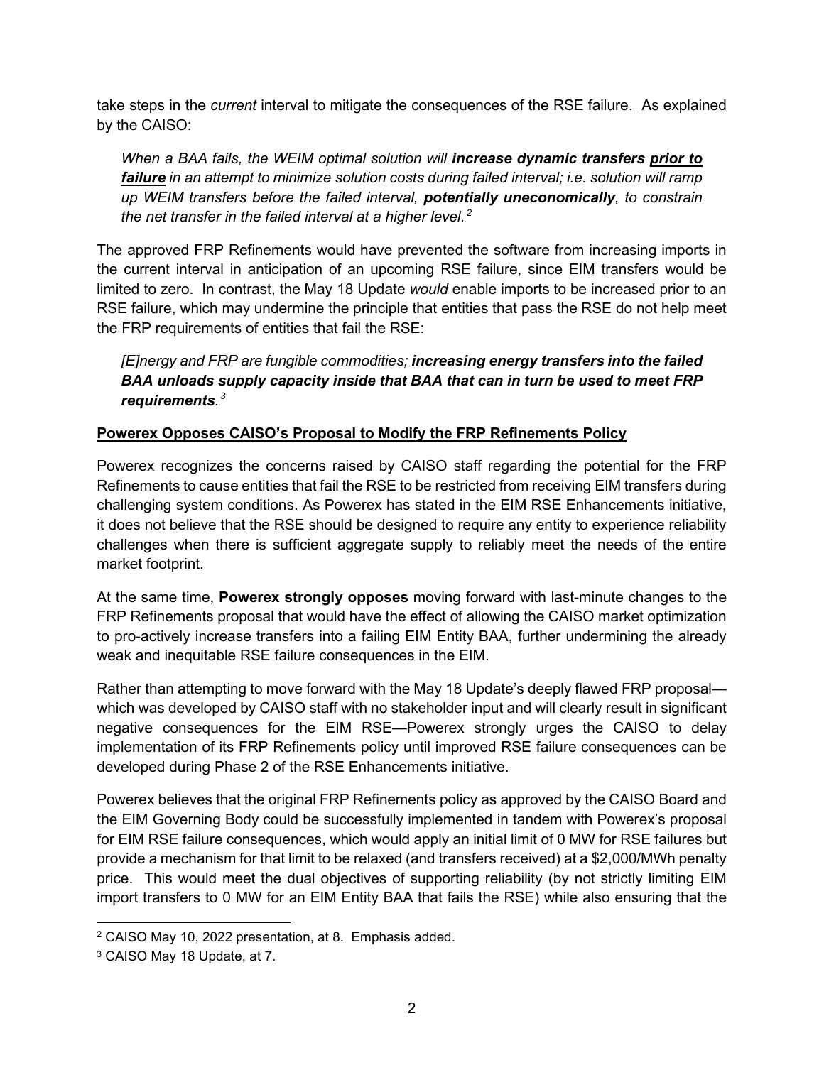take steps in the *current* interval to mitigate the consequences of the RSE failure. As explained by the CAISO:

> *When a BAA fails, the WEIM optimal solution will **increase dynamic transfers <u>prior to failure</u>** in an attempt to minimize solution costs during failed interval; i.e. solution will ramp up WEIM transfers before the failed interval, **potentially uneconomically**, to constrain the net transfer in the failed interval at a higher level.*[2]

The approved FRP Refinements would have prevented the software from increasing imports in the current interval in anticipation of an upcoming RSE failure, since EIM transfers would be limited to zero. In contrast, the May 18 Update *would* enable imports to be increased prior to an RSE failure, which may undermine the principle that entities that pass the RSE do not help meet the FRP requirements of entities that fail the RSE:

> *[E]nergy and FRP are fungible commodities; **increasing energy transfers into the failed BAA unloads supply capacity inside that BAA that can in turn be used to meet FRP requirements**.*[3]

**<u>Powerex Opposes CAISO's Proposal to Modify the FRP Refinements Policy</u>**

Powerex recognizes the concerns raised by CAISO staff regarding the potential for the FRP Refinements to cause entities that fail the RSE to be restricted from receiving EIM transfers during challenging system conditions. As Powerex has stated in the EIM RSE Enhancements initiative, it does not believe that the RSE should be designed to require any entity to experience reliability challenges when there is sufficient aggregate supply to reliably meet the needs of the entire market footprint.

At the same time, **Powerex strongly opposes** moving forward with last-minute changes to the FRP Refinements proposal that would have the effect of allowing the CAISO market optimization to pro-actively increase transfers into a failing EIM Entity BAA, further undermining the already weak and inequitable RSE failure consequences in the EIM.

Rather than attempting to move forward with the May 18 Update's deeply flawed FRP proposal—which was developed by CAISO staff with no stakeholder input and will clearly result in significant negative consequences for the EIM RSE—Powerex strongly urges the CAISO to delay implementation of its FRP Refinements policy until improved RSE failure consequences can be developed during Phase 2 of the RSE Enhancements initiative.

Powerex believes that the original FRP Refinements policy as approved by the CAISO Board and the EIM Governing Body could be successfully implemented in tandem with Powerex's proposal for EIM RSE failure consequences, which would apply an initial limit of 0 MW for RSE failures but provide a mechanism for that limit to be relaxed (and transfers received) at a $2,000/MWh penalty price. This would meet the dual objectives of supporting reliability (by not strictly limiting EIM import transfers to 0 MW for an EIM Entity BAA that fails the RSE) while also ensuring that the

---

[2] CAISO May 10, 2022 presentation, at 8. Emphasis added.

[3] CAISO May 18 Update, at 7.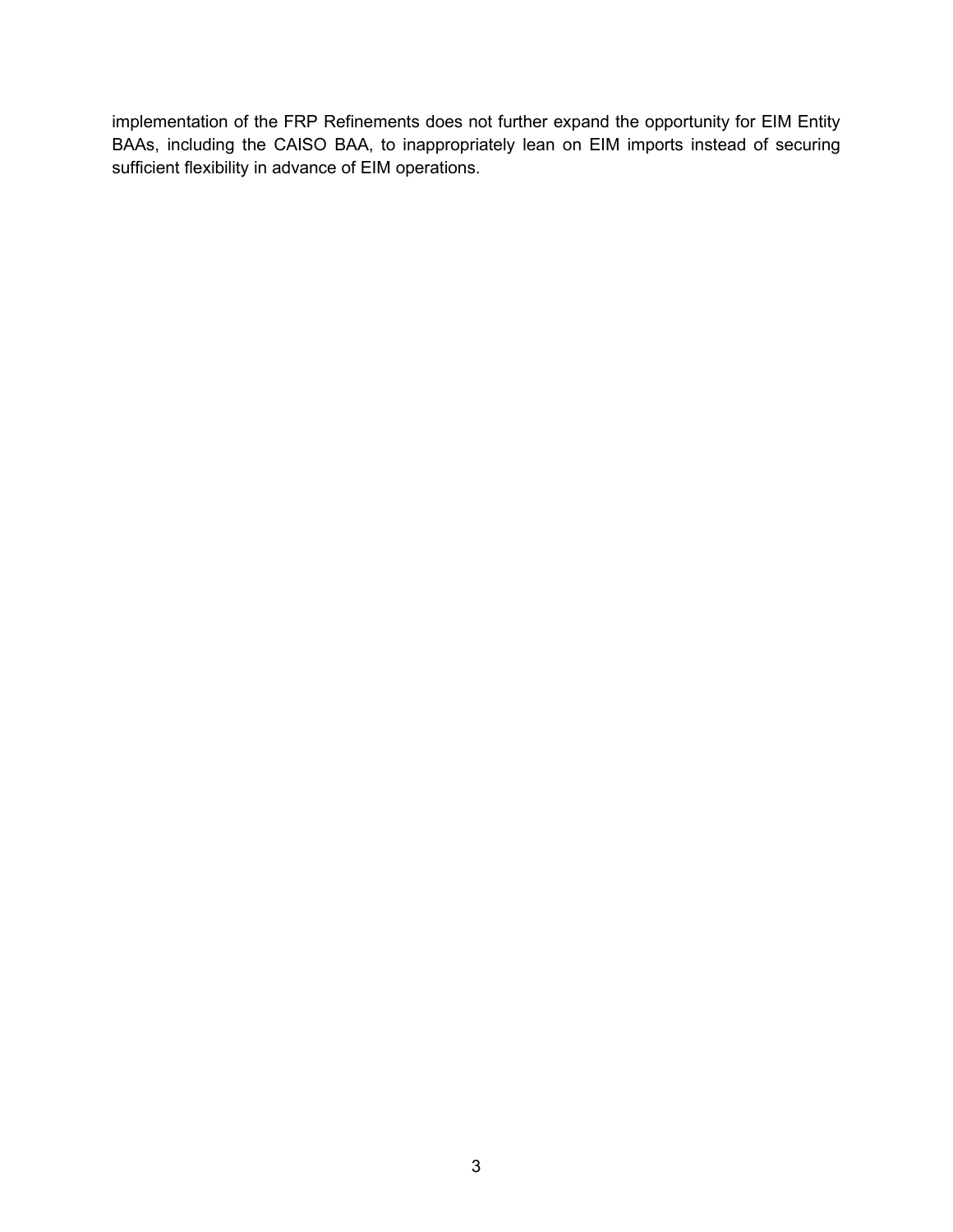implementation of the FRP Refinements does not further expand the opportunity for EIM Entity BAAs, including the CAISO BAA, to inappropriately lean on EIM imports instead of securing sufficient flexibility in advance of EIM operations.